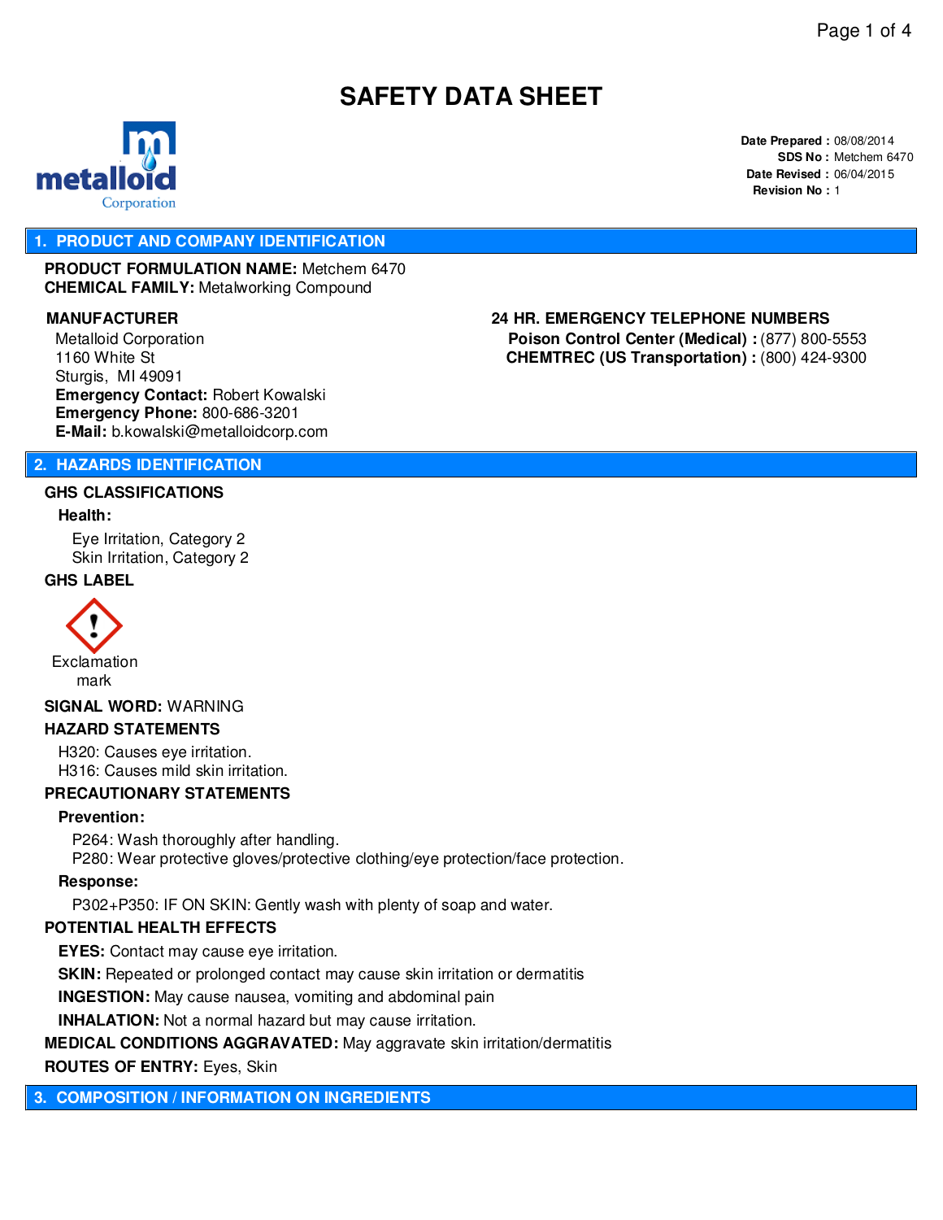# SAFETY DATA SHEET

metalloid Corporation

**Date Prepared :** 08/08/2014
**SDS No :** Metchem 6470
**Date Revised :** 06/04/2015
**Revision No :** 1

## 1. PRODUCT AND COMPANY IDENTIFICATION

**PRODUCT FORMULATION NAME:** Metchem 6470
**CHEMICAL FAMILY:** Metalworking Compound

**MANUFACTURER**

Metalloid Corporation
1160 White St
Sturgis, MI 49091
**Emergency Contact:** Robert Kowalski
**Emergency Phone:** 800-686-3201
**E-Mail:** b.kowalski@metalloidcorp.com

**24 HR. EMERGENCY TELEPHONE NUMBERS**

**Poison Control Center (Medical) :** (877) 800-5553
**CHEMTREC (US Transportation) :** (800) 424-9300

## 2. HAZARDS IDENTIFICATION

**GHS CLASSIFICATIONS**

**Health:**

Eye Irritation, Category 2
Skin Irritation, Category 2

**GHS LABEL**

Exclamation mark

**SIGNAL WORD:** WARNING

**HAZARD STATEMENTS**

H320: Causes eye irritation.
H316: Causes mild skin irritation.

**PRECAUTIONARY STATEMENTS**

**Prevention:**

P264: Wash thoroughly after handling.
P280: Wear protective gloves/protective clothing/eye protection/face protection.

**Response:**

P302+P350: IF ON SKIN: Gently wash with plenty of soap and water.

**POTENTIAL HEALTH EFFECTS**

**EYES:** Contact may cause eye irritation.

**SKIN:** Repeated or prolonged contact may cause skin irritation or dermatitis

**INGESTION:** May cause nausea, vomiting and abdominal pain

**INHALATION:** Not a normal hazard but may cause irritation.

**MEDICAL CONDITIONS AGGRAVATED:** May aggravate skin irritation/dermatitis

**ROUTES OF ENTRY:** Eyes, Skin

## 3. COMPOSITION / INFORMATION ON INGREDIENTS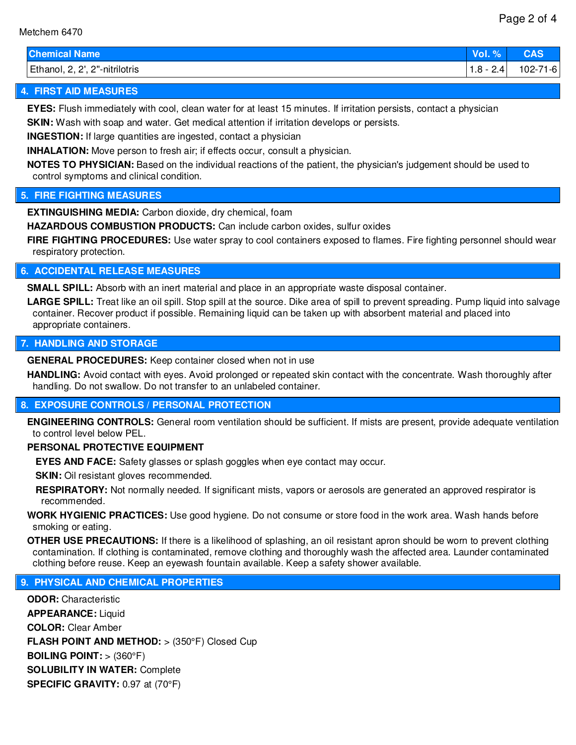| Chemical Name | Vol. % | CAS |
| --- | --- | --- |
| Ethanol, 2, 2', 2"-nitrilotris | 1.8 - 2.4 | 102-71-6 |

## 4. FIRST AID MEASURES

**EYES:** Flush immediately with cool, clean water for at least 15 minutes. If irritation persists, contact a physician

**SKIN:** Wash with soap and water. Get medical attention if irritation develops or persists.

**INGESTION:** If large quantities are ingested, contact a physician

**INHALATION:** Move person to fresh air; if effects occur, consult a physician.

**NOTES TO PHYSICIAN:** Based on the individual reactions of the patient, the physician's judgement should be used to control symptoms and clinical condition.

## 5. FIRE FIGHTING MEASURES

**EXTINGUISHING MEDIA:** Carbon dioxide, dry chemical, foam

**HAZARDOUS COMBUSTION PRODUCTS:** Can include carbon oxides, sulfur oxides

**FIRE FIGHTING PROCEDURES:** Use water spray to cool containers exposed to flames. Fire fighting personnel should wear respiratory protection.

## 6. ACCIDENTAL RELEASE MEASURES

**SMALL SPILL:** Absorb with an inert material and place in an appropriate waste disposal container.

**LARGE SPILL:** Treat like an oil spill. Stop spill at the source. Dike area of spill to prevent spreading. Pump liquid into salvage container. Recover product if possible. Remaining liquid can be taken up with absorbent material and placed into appropriate containers.

## 7. HANDLING AND STORAGE

**GENERAL PROCEDURES:** Keep container closed when not in use

**HANDLING:** Avoid contact with eyes. Avoid prolonged or repeated skin contact with the concentrate. Wash thoroughly after handling. Do not swallow. Do not transfer to an unlabeled container.

## 8. EXPOSURE CONTROLS / PERSONAL PROTECTION

**ENGINEERING CONTROLS:** General room ventilation should be sufficient. If mists are present, provide adequate ventilation to control level below PEL.

**PERSONAL PROTECTIVE EQUIPMENT**

**EYES AND FACE:** Safety glasses or splash goggles when eye contact may occur.

**SKIN:** Oil resistant gloves recommended.

**RESPIRATORY:** Not normally needed. If significant mists, vapors or aerosols are generated an approved respirator is recommended.

**WORK HYGIENIC PRACTICES:** Use good hygiene. Do not consume or store food in the work area. Wash hands before smoking or eating.

**OTHER USE PRECAUTIONS:** If there is a likelihood of splashing, an oil resistant apron should be worn to prevent clothing contamination. If clothing is contaminated, remove clothing and thoroughly wash the affected area. Launder contaminated clothing before reuse. Keep an eyewash fountain available. Keep a safety shower available.

## 9. PHYSICAL AND CHEMICAL PROPERTIES

**ODOR:** Characteristic

**APPEARANCE:** Liquid

**COLOR:** Clear Amber

**FLASH POINT AND METHOD:** > (350°F) Closed Cup

**BOILING POINT:** > (360°F)

**SOLUBILITY IN WATER:** Complete

**SPECIFIC GRAVITY:** 0.97 at (70°F)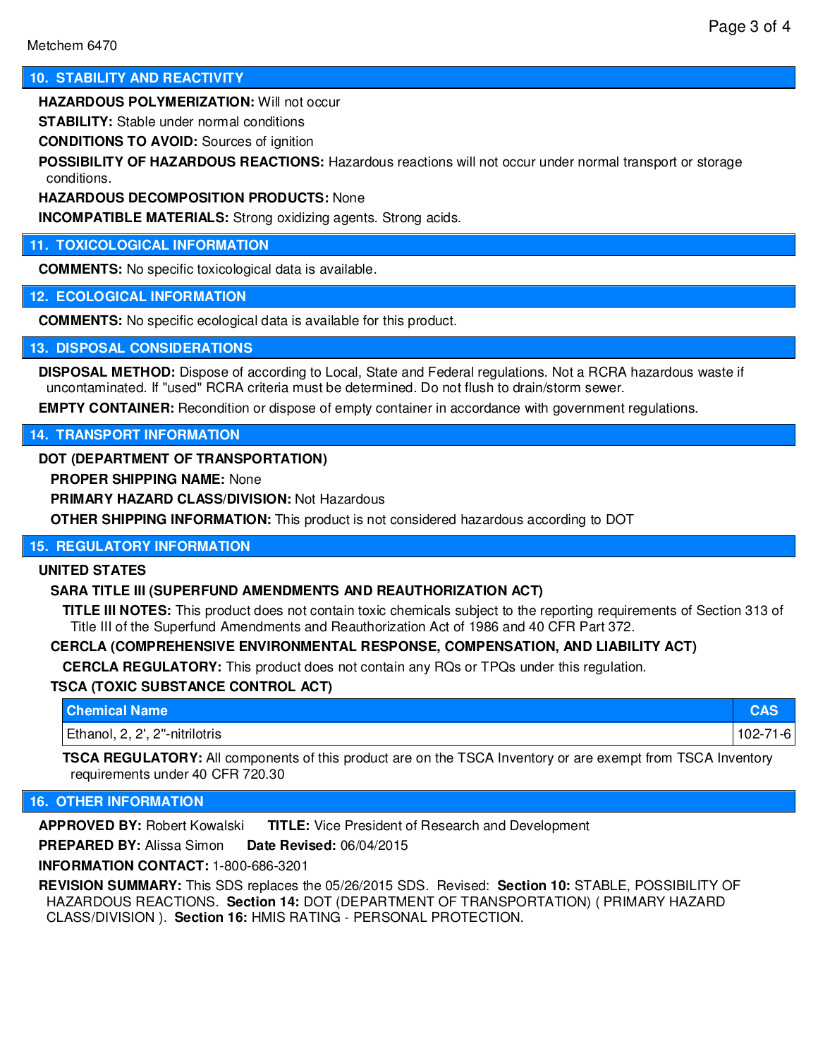## 10. STABILITY AND REACTIVITY

**HAZARDOUS POLYMERIZATION:** Will not occur

**STABILITY:** Stable under normal conditions

**CONDITIONS TO AVOID:** Sources of ignition

**POSSIBILITY OF HAZARDOUS REACTIONS:** Hazardous reactions will not occur under normal transport or storage conditions.

**HAZARDOUS DECOMPOSITION PRODUCTS:** None

**INCOMPATIBLE MATERIALS:** Strong oxidizing agents. Strong acids.

## 11. TOXICOLOGICAL INFORMATION

**COMMENTS:** No specific toxicological data is available.

## 12. ECOLOGICAL INFORMATION

**COMMENTS:** No specific ecological data is available for this product.

## 13. DISPOSAL CONSIDERATIONS

**DISPOSAL METHOD:** Dispose of according to Local, State and Federal regulations. Not a RCRA hazardous waste if uncontaminated. If "used" RCRA criteria must be determined. Do not flush to drain/storm sewer.

**EMPTY CONTAINER:** Recondition or dispose of empty container in accordance with government regulations.

## 14. TRANSPORT INFORMATION

**DOT (DEPARTMENT OF TRANSPORTATION)**

**PROPER SHIPPING NAME:** None

**PRIMARY HAZARD CLASS/DIVISION:** Not Hazardous

**OTHER SHIPPING INFORMATION:** This product is not considered hazardous according to DOT

## 15. REGULATORY INFORMATION

**UNITED STATES**

**SARA TITLE III (SUPERFUND AMENDMENTS AND REAUTHORIZATION ACT)**

**TITLE III NOTES:** This product does not contain toxic chemicals subject to the reporting requirements of Section 313 of Title III of the Superfund Amendments and Reauthorization Act of 1986 and 40 CFR Part 372.

**CERCLA (COMPREHENSIVE ENVIRONMENTAL RESPONSE, COMPENSATION, AND LIABILITY ACT)**

**CERCLA REGULATORY:** This product does not contain any RQs or TPQs under this regulation.

**TSCA (TOXIC SUBSTANCE CONTROL ACT)**

| Chemical Name | CAS |
|---|---|
| Ethanol, 2, 2', 2''-nitrilotris | 102-71-6 |

**TSCA REGULATORY:** All components of this product are on the TSCA Inventory or are exempt from TSCA Inventory requirements under 40 CFR 720.30

## 16. OTHER INFORMATION

**APPROVED BY:** Robert Kowalski **TITLE:** Vice President of Research and Development

**PREPARED BY:** Alissa Simon **Date Revised:** 06/04/2015

**INFORMATION CONTACT:** 1-800-686-3201

**REVISION SUMMARY:** This SDS replaces the 05/26/2015 SDS. Revised: **Section 10:** STABLE, POSSIBILITY OF HAZARDOUS REACTIONS. **Section 14:** DOT (DEPARTMENT OF TRANSPORTATION) ( PRIMARY HAZARD CLASS/DIVISION ). **Section 16:** HMIS RATING - PERSONAL PROTECTION.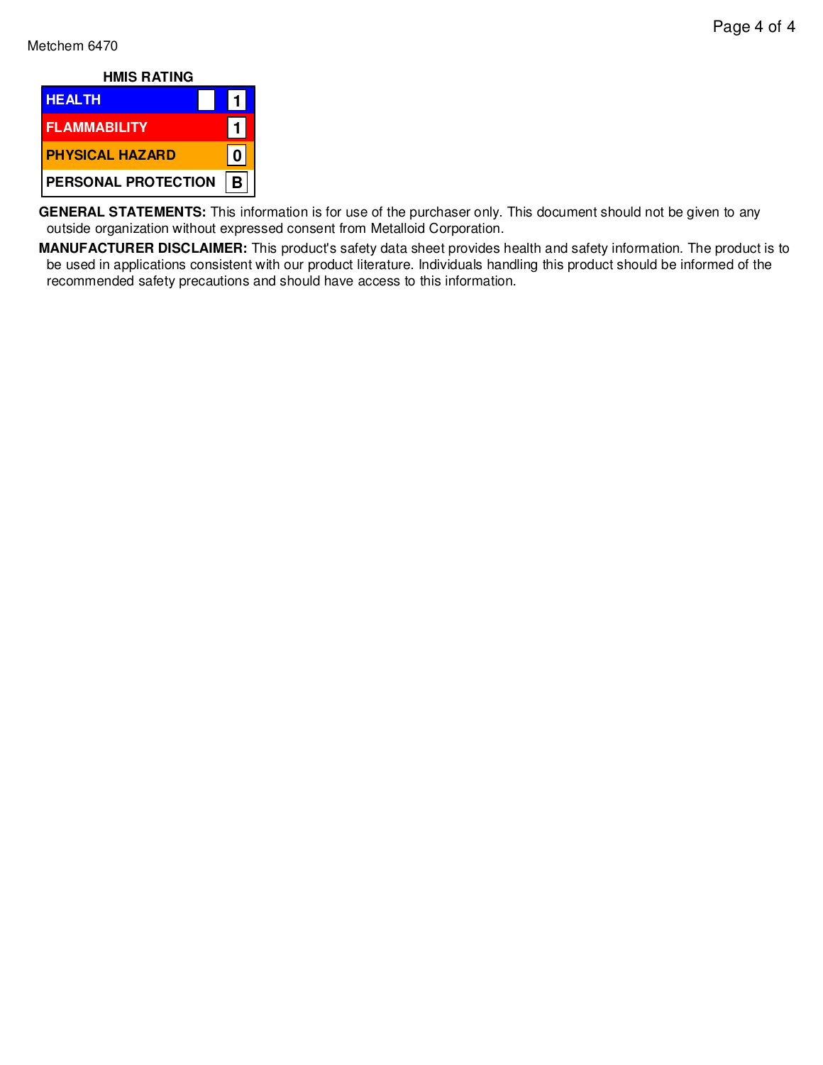### HMIS RATING

| | | |
|---|---|---|
| HEALTH | | 1 |
| FLAMMABILITY | | 1 |
| PHYSICAL HAZARD | | 0 |
| PERSONAL PROTECTION | | B |

**GENERAL STATEMENTS:** This information is for use of the purchaser only. This document should not be given to any outside organization without expressed consent from Metalloid Corporation.

**MANUFACTURER DISCLAIMER:** This product's safety data sheet provides health and safety information. The product is to be used in applications consistent with our product literature. Individuals handling this product should be informed of the recommended safety precautions and should have access to this information.